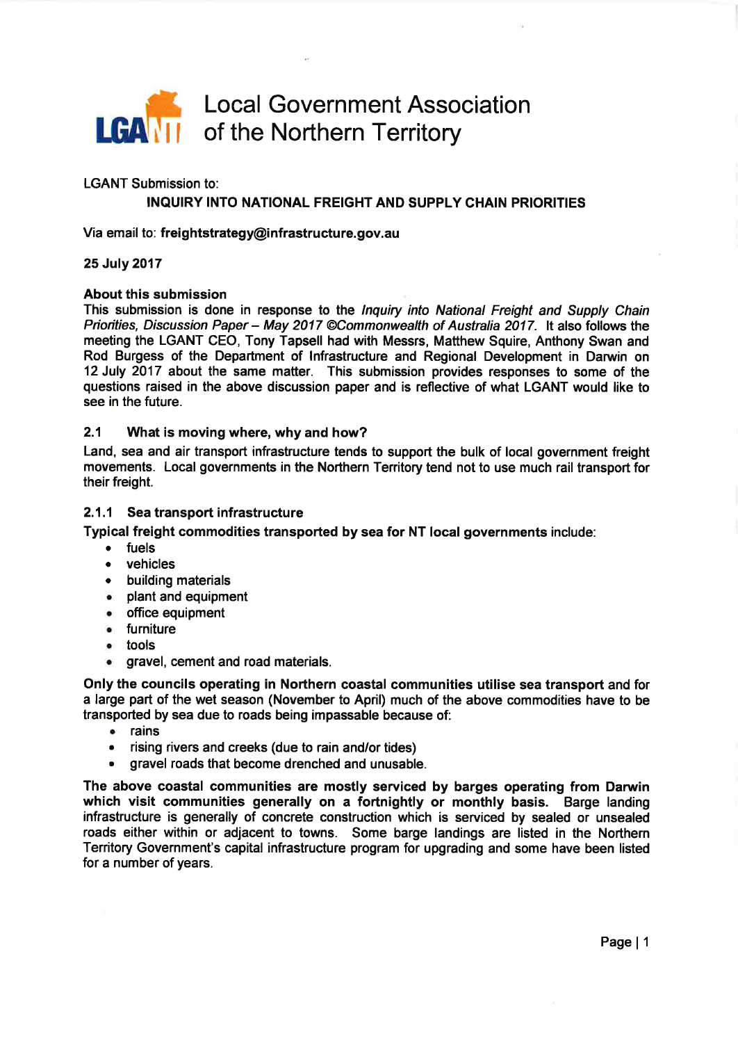# Local Government Association of the Northern Territory

LGANT Submission to:

**INQUIRY INTO NATIONAL FREIGHT AND SUPPLY CHAIN PRIORITIES**

Via email to: **freightstrategy@infrastructure.gov.au**

**25 July 2017**

**About this submission**

This submission is done in response to the *Inquiry into National Freight and Supply Chain Priorities, Discussion Paper – May 2017 ©Commonwealth of Australia 2017.* It also follows the meeting the LGANT CEO, Tony Tapsell had with Messrs, Matthew Squire, Anthony Swan and Rod Burgess of the Department of Infrastructure and Regional Development in Darwin on 12 July 2017 about the same matter. This submission provides responses to some of the questions raised in the above discussion paper and is reflective of what LGANT would like to see in the future.

## 2.1 What is moving where, why and how?

Land, sea and air transport infrastructure tends to support the bulk of local government freight movements. Local governments in the Northern Territory tend not to use much rail transport for their freight.

### 2.1.1 Sea transport infrastructure

**Typical freight commodities transported by sea for NT local governments** include:

- fuels
- vehicles
- building materials
- plant and equipment
- office equipment
- furniture
- tools
- gravel, cement and road materials.

**Only the councils operating in Northern coastal communities utilise sea transport** and for a large part of the wet season (November to April) much of the above commodities have to be transported by sea due to roads being impassable because of:

- rains
- rising rivers and creeks (due to rain and/or tides)
- gravel roads that become drenched and unusable.

**The above coastal communities are mostly serviced by barges operating from Darwin which visit communities generally on a fortnightly or monthly basis.** Barge landing infrastructure is generally of concrete construction which is serviced by sealed or unsealed roads either within or adjacent to towns. Some barge landings are listed in the Northern Territory Government's capital infrastructure program for upgrading and some have been listed for a number of years.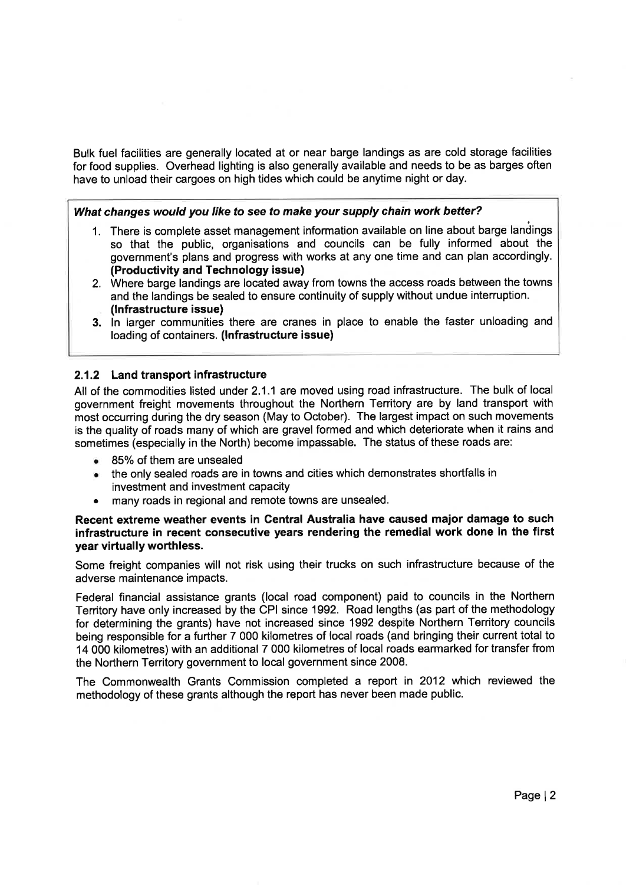Bulk fuel facilities are generally located at or near barge landings as are cold storage facilities for food supplies. Overhead lighting is also generally available and needs to be as barges often have to unload their cargoes on high tides which could be anytime night or day.

> ***What changes would you like to see to make your supply chain work better?***
>
> 1. There is complete asset management information available on line about barge landings so that the public, organisations and councils can be fully informed about the government's plans and progress with works at any one time and can plan accordingly. **(Productivity and Technology issue)**
> 2. Where barge landings are located away from towns the access roads between the towns and the landings be sealed to ensure continuity of supply without undue interruption. **(Infrastructure issue)**
> 3. In larger communities there are cranes in place to enable the faster unloading and loading of containers. **(Infrastructure issue)**

### 2.1.2 Land transport infrastructure

All of the commodities listed under 2.1.1 are moved using road infrastructure. The bulk of local government freight movements throughout the Northern Territory are by land transport with most occurring during the dry season (May to October). The largest impact on such movements is the quality of roads many of which are gravel formed and which deteriorate when it rains and sometimes (especially in the North) become impassable. The status of these roads are:

- 85% of them are unsealed
- the only sealed roads are in towns and cities which demonstrates shortfalls in investment and investment capacity
- many roads in regional and remote towns are unsealed.

**Recent extreme weather events in Central Australia have caused major damage to such infrastructure in recent consecutive years rendering the remedial work done in the first year virtually worthless.**

Some freight companies will not risk using their trucks on such infrastructure because of the adverse maintenance impacts.

Federal financial assistance grants (local road component) paid to councils in the Northern Territory have only increased by the CPI since 1992. Road lengths (as part of the methodology for determining the grants) have not increased since 1992 despite Northern Territory councils being responsible for a further 7 000 kilometres of local roads (and bringing their current total to 14 000 kilometres) with an additional 7 000 kilometres of local roads earmarked for transfer from the Northern Territory government to local government since 2008.

The Commonwealth Grants Commission completed a report in 2012 which reviewed the methodology of these grants although the report has never been made public.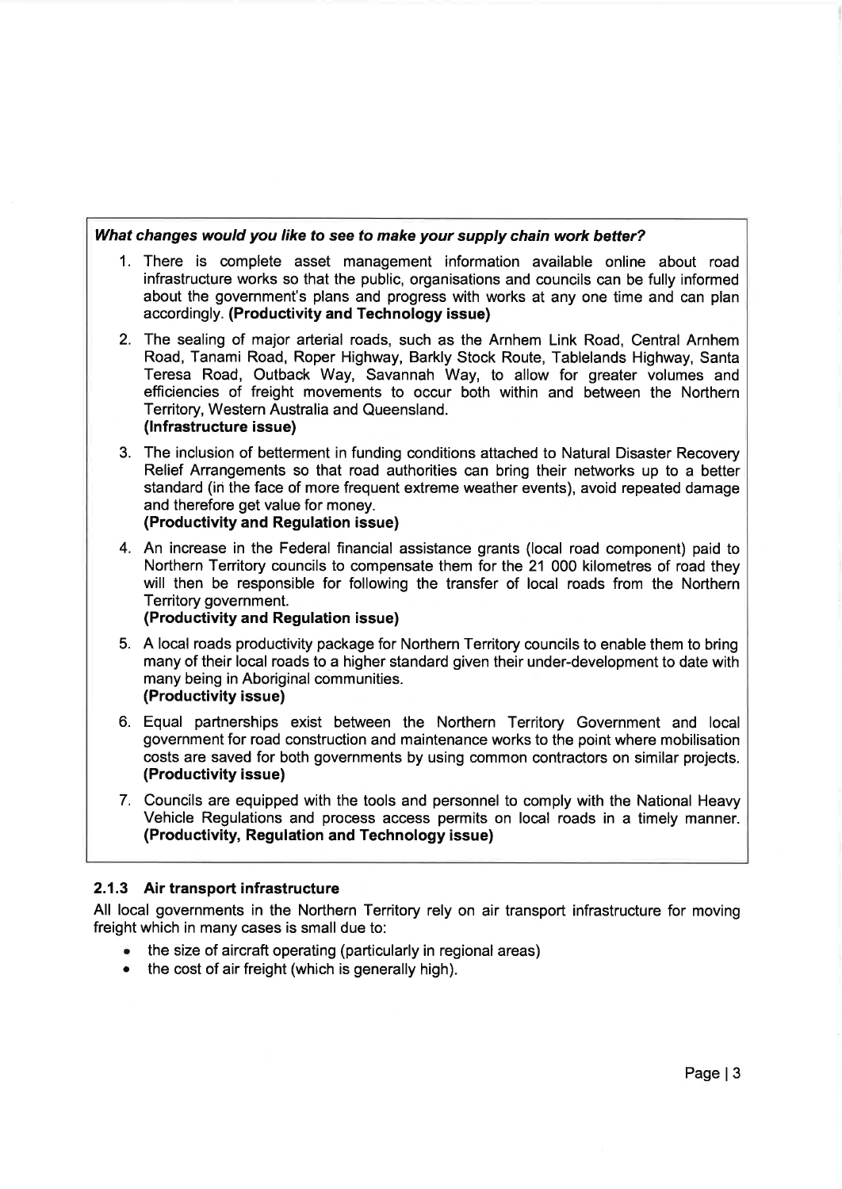***What changes would you like to see to make your supply chain work better?***

1. There is complete asset management information available online about road infrastructure works so that the public, organisations and councils can be fully informed about the government's plans and progress with works at any one time and can plan accordingly. **(Productivity and Technology issue)**
2. The sealing of major arterial roads, such as the Arnhem Link Road, Central Arnhem Road, Tanami Road, Roper Highway, Barkly Stock Route, Tablelands Highway, Santa Teresa Road, Outback Way, Savannah Way, to allow for greater volumes and efficiencies of freight movements to occur both within and between the Northern Territory, Western Australia and Queensland.
**(Infrastructure issue)**
3. The inclusion of betterment in funding conditions attached to Natural Disaster Recovery Relief Arrangements so that road authorities can bring their networks up to a better standard (in the face of more frequent extreme weather events), avoid repeated damage and therefore get value for money.
**(Productivity and Regulation issue)**
4. An increase in the Federal financial assistance grants (local road component) paid to Northern Territory councils to compensate them for the 21 000 kilometres of road they will then be responsible for following the transfer of local roads from the Northern Territory government.
**(Productivity and Regulation issue)**
5. A local roads productivity package for Northern Territory councils to enable them to bring many of their local roads to a higher standard given their under-development to date with many being in Aboriginal communities.
**(Productivity issue)**
6. Equal partnerships exist between the Northern Territory Government and local government for road construction and maintenance works to the point where mobilisation costs are saved for both governments by using common contractors on similar projects.
**(Productivity issue)**
7. Councils are equipped with the tools and personnel to comply with the National Heavy Vehicle Regulations and process access permits on local roads in a timely manner.
**(Productivity, Regulation and Technology issue)**

### 2.1.3 Air transport infrastructure

All local governments in the Northern Territory rely on air transport infrastructure for moving freight which in many cases is small due to:

- the size of aircraft operating (particularly in regional areas)
- the cost of air freight (which is generally high).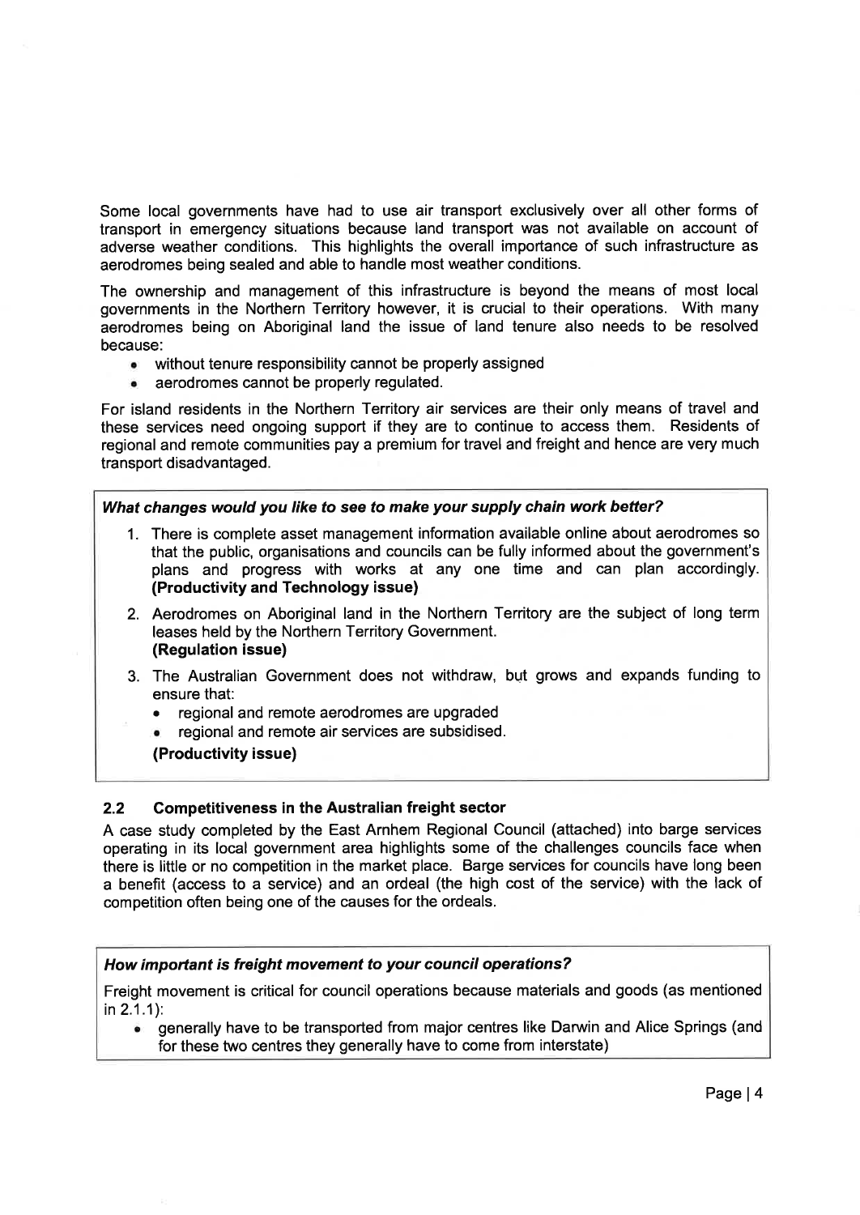Some local governments have had to use air transport exclusively over all other forms of transport in emergency situations because land transport was not available on account of adverse weather conditions. This highlights the overall importance of such infrastructure as aerodromes being sealed and able to handle most weather conditions.

The ownership and management of this infrastructure is beyond the means of most local governments in the Northern Territory however, it is crucial to their operations. With many aerodromes being on Aboriginal land the issue of land tenure also needs to be resolved because:

- without tenure responsibility cannot be properly assigned
- aerodromes cannot be properly regulated.

For island residents in the Northern Territory air services are their only means of travel and these services need ongoing support if they are to continue to access them. Residents of regional and remote communities pay a premium for travel and freight and hence are very much transport disadvantaged.

***What changes would you like to see to make your supply chain work better?***

1. There is complete asset management information available online about aerodromes so that the public, organisations and councils can be fully informed about the government's plans and progress with works at any one time and can plan accordingly. **(Productivity and Technology issue)**
2. Aerodromes on Aboriginal land in the Northern Territory are the subject of long term leases held by the Northern Territory Government.
   **(Regulation issue)**
3. The Australian Government does not withdraw, but grows and expands funding to ensure that:
   - regional and remote aerodromes are upgraded
   - regional and remote air services are subsidised.

   **(Productivity issue)**

### 2.2 Competitiveness in the Australian freight sector

A case study completed by the East Arnhem Regional Council (attached) into barge services operating in its local government area highlights some of the challenges councils face when there is little or no competition in the market place. Barge services for councils have long been a benefit (access to a service) and an ordeal (the high cost of the service) with the lack of competition often being one of the causes for the ordeals.

***How important is freight movement to your council operations?***

Freight movement is critical for council operations because materials and goods (as mentioned in 2.1.1):

- generally have to be transported from major centres like Darwin and Alice Springs (and for these two centres they generally have to come from interstate)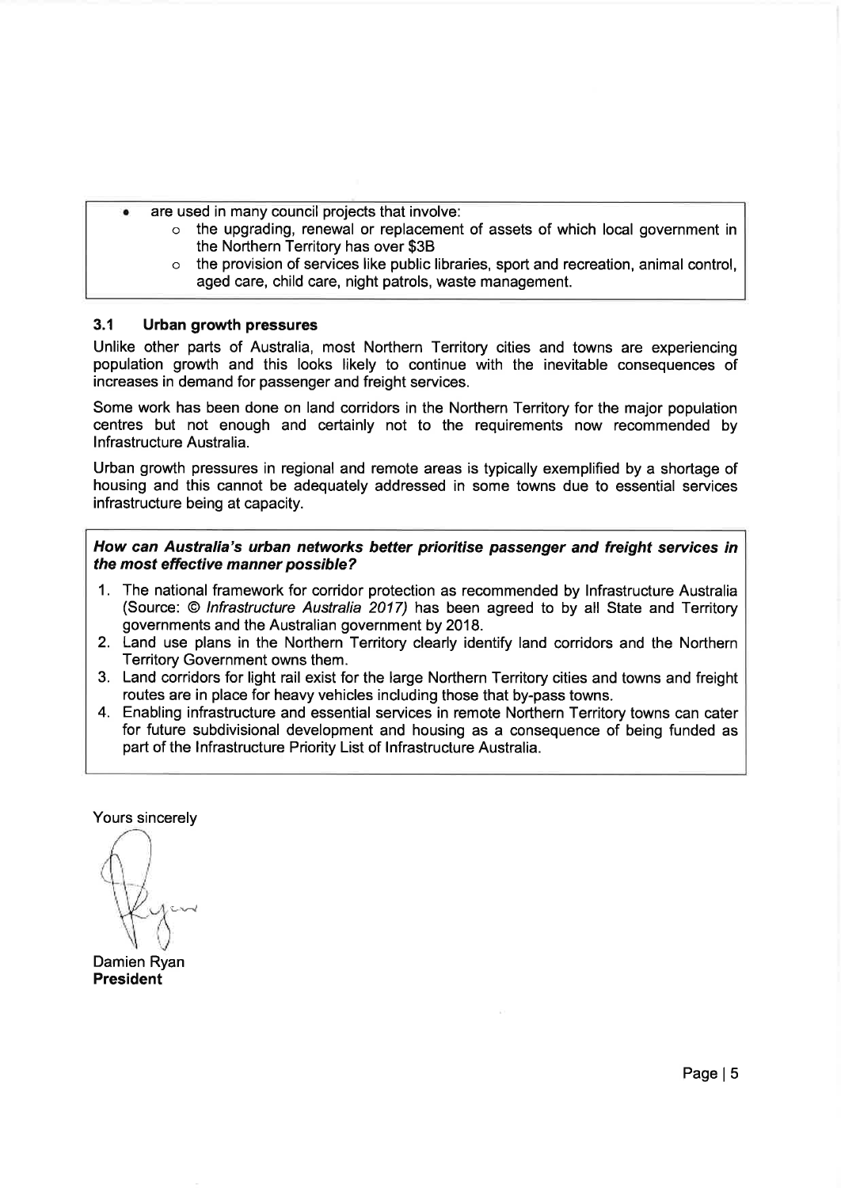- are used in many council projects that involve:
  - the upgrading, renewal or replacement of assets of which local government in the Northern Territory has over $3B
  - the provision of services like public libraries, sport and recreation, animal control, aged care, child care, night patrols, waste management.

### 3.1 Urban growth pressures

Unlike other parts of Australia, most Northern Territory cities and towns are experiencing population growth and this looks likely to continue with the inevitable consequences of increases in demand for passenger and freight services.

Some work has been done on land corridors in the Northern Territory for the major population centres but not enough and certainly not to the requirements now recommended by Infrastructure Australia.

Urban growth pressures in regional and remote areas is typically exemplified by a shortage of housing and this cannot be adequately addressed in some towns due to essential services infrastructure being at capacity.

***How can Australia's urban networks better prioritise passenger and freight services in the most effective manner possible?***

1. The national framework for corridor protection as recommended by Infrastructure Australia (Source: © *Infrastructure Australia 2017)* has been agreed to by all State and Territory governments and the Australian government by 2018.
2. Land use plans in the Northern Territory clearly identify land corridors and the Northern Territory Government owns them.
3. Land corridors for light rail exist for the large Northern Territory cities and towns and freight routes are in place for heavy vehicles including those that by-pass towns.
4. Enabling infrastructure and essential services in remote Northern Territory towns can cater for future subdivisional development and housing as a consequence of being funded as part of the Infrastructure Priority List of Infrastructure Australia.

Yours sincerely

Damien Ryan
**President**